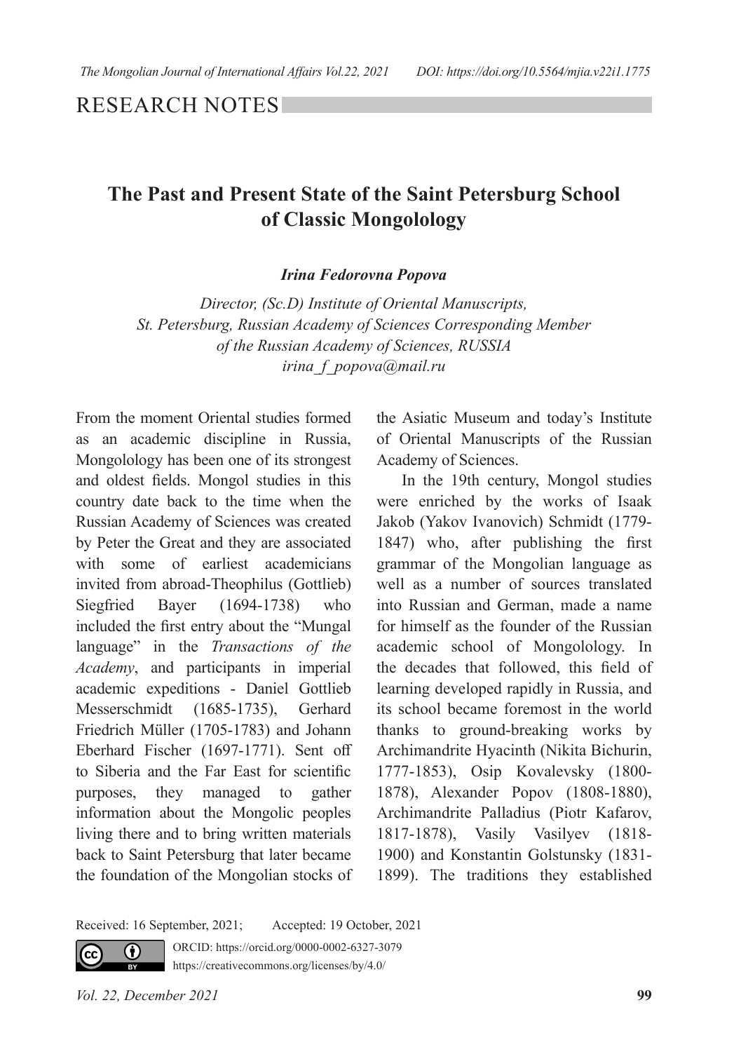RESEARCH NOTES

# The Past and Present State of the Saint Petersburg School of Classic Mongolology

***Irina Fedorovna Popova***

*Director, (Sc.D) Institute of Oriental Manuscripts, St. Petersburg, Russian Academy of Sciences Corresponding Member of the Russian Academy of Sciences, RUSSIA*
*irina_f_popova@mail.ru*

From the moment Oriental studies formed as an academic discipline in Russia, Mongolology has been one of its strongest and oldest fields. Mongol studies in this country date back to the time when the Russian Academy of Sciences was created by Peter the Great and they are associated with some of earliest academicians invited from abroad-Theophilus (Gottlieb) Siegfried Bayer (1694-1738) who included the first entry about the "Mungal language" in the *Transactions of the Academy*, and participants in imperial academic expeditions - Daniel Gottlieb Messerschmidt (1685-1735), Gerhard Friedrich Müller (1705-1783) and Johann Eberhard Fischer (1697-1771). Sent off to Siberia and the Far East for scientific purposes, they managed to gather information about the Mongolic peoples living there and to bring written materials back to Saint Petersburg that later became the foundation of the Mongolian stocks of the Asiatic Museum and today's Institute of Oriental Manuscripts of the Russian Academy of Sciences.

In the 19th century, Mongol studies were enriched by the works of Isaak Jakob (Yakov Ivanovich) Schmidt (1779-1847) who, after publishing the first grammar of the Mongolian language as well as a number of sources translated into Russian and German, made a name for himself as the founder of the Russian academic school of Mongolology. In the decades that followed, this field of learning developed rapidly in Russia, and its school became foremost in the world thanks to ground-breaking works by Archimandrite Hyacinth (Nikita Bichurin, 1777-1853), Osip Kovalevsky (1800-1878), Alexander Popov (1808-1880), Archimandrite Palladius (Piotr Kafarov, 1817-1878), Vasily Vasilyev (1818-1900) and Konstantin Golstunsky (1831-1899). The traditions they established

Received: 16 September, 2021; Accepted: 19 October, 2021

ORCID: https://orcid.org/0000-0002-6327-3079
https://creativecommons.org/licenses/by/4.0/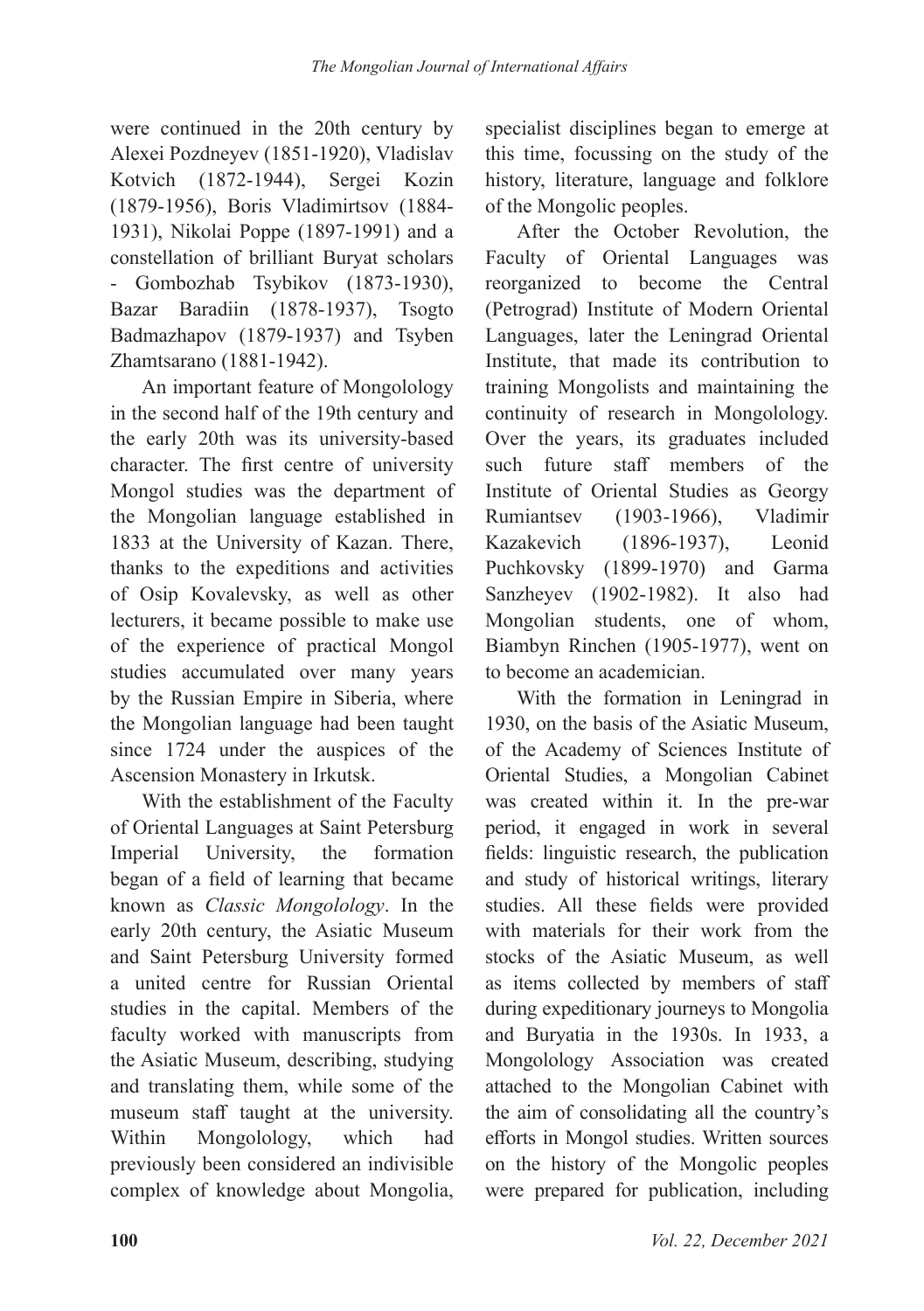were continued in the 20th century by Alexei Pozdneyev (1851-1920), Vladislav Kotvich (1872-1944), Sergei Kozin (1879-1956), Boris Vladimirtsov (1884-1931), Nikolai Poppe (1897-1991) and a constellation of brilliant Buryat scholars - Gombozhab Tsybikov (1873-1930), Bazar Baradiin (1878-1937), Tsogto Badmazhapov (1879-1937) and Tsyben Zhamtsarano (1881-1942).

An important feature of Mongolology in the second half of the 19th century and the early 20th was its university-based character. The first centre of university Mongol studies was the department of the Mongolian language established in 1833 at the University of Kazan. There, thanks to the expeditions and activities of Osip Kovalevsky, as well as other lecturers, it became possible to make use of the experience of practical Mongol studies accumulated over many years by the Russian Empire in Siberia, where the Mongolian language had been taught since 1724 under the auspices of the Ascension Monastery in Irkutsk.

With the establishment of the Faculty of Oriental Languages at Saint Petersburg Imperial University, the formation began of a field of learning that became known as *Classic Mongolology*. In the early 20th century, the Asiatic Museum and Saint Petersburg University formed a united centre for Russian Oriental studies in the capital. Members of the faculty worked with manuscripts from the Asiatic Museum, describing, studying and translating them, while some of the museum staff taught at the university. Within Mongolology, which had previously been considered an indivisible complex of knowledge about Mongolia, specialist disciplines began to emerge at this time, focussing on the study of the history, literature, language and folklore of the Mongolic peoples.

After the October Revolution, the Faculty of Oriental Languages was reorganized to become the Central (Petrograd) Institute of Modern Oriental Languages, later the Leningrad Oriental Institute, that made its contribution to training Mongolists and maintaining the continuity of research in Mongolology. Over the years, its graduates included such future staff members of the Institute of Oriental Studies as Georgy Rumiantsev (1903-1966), Vladimir Kazakevich (1896-1937), Leonid Puchkovsky (1899-1970) and Garma Sanzheyev (1902-1982). It also had Mongolian students, one of whom, Biambyn Rinchen (1905-1977), went on to become an academician.

With the formation in Leningrad in 1930, on the basis of the Asiatic Museum, of the Academy of Sciences Institute of Oriental Studies, a Mongolian Cabinet was created within it. In the pre-war period, it engaged in work in several fields: linguistic research, the publication and study of historical writings, literary studies. All these fields were provided with materials for their work from the stocks of the Asiatic Museum, as well as items collected by members of staff during expeditionary journeys to Mongolia and Buryatia in the 1930s. In 1933, a Mongolology Association was created attached to the Mongolian Cabinet with the aim of consolidating all the country's efforts in Mongol studies. Written sources on the history of the Mongolic peoples were prepared for publication, including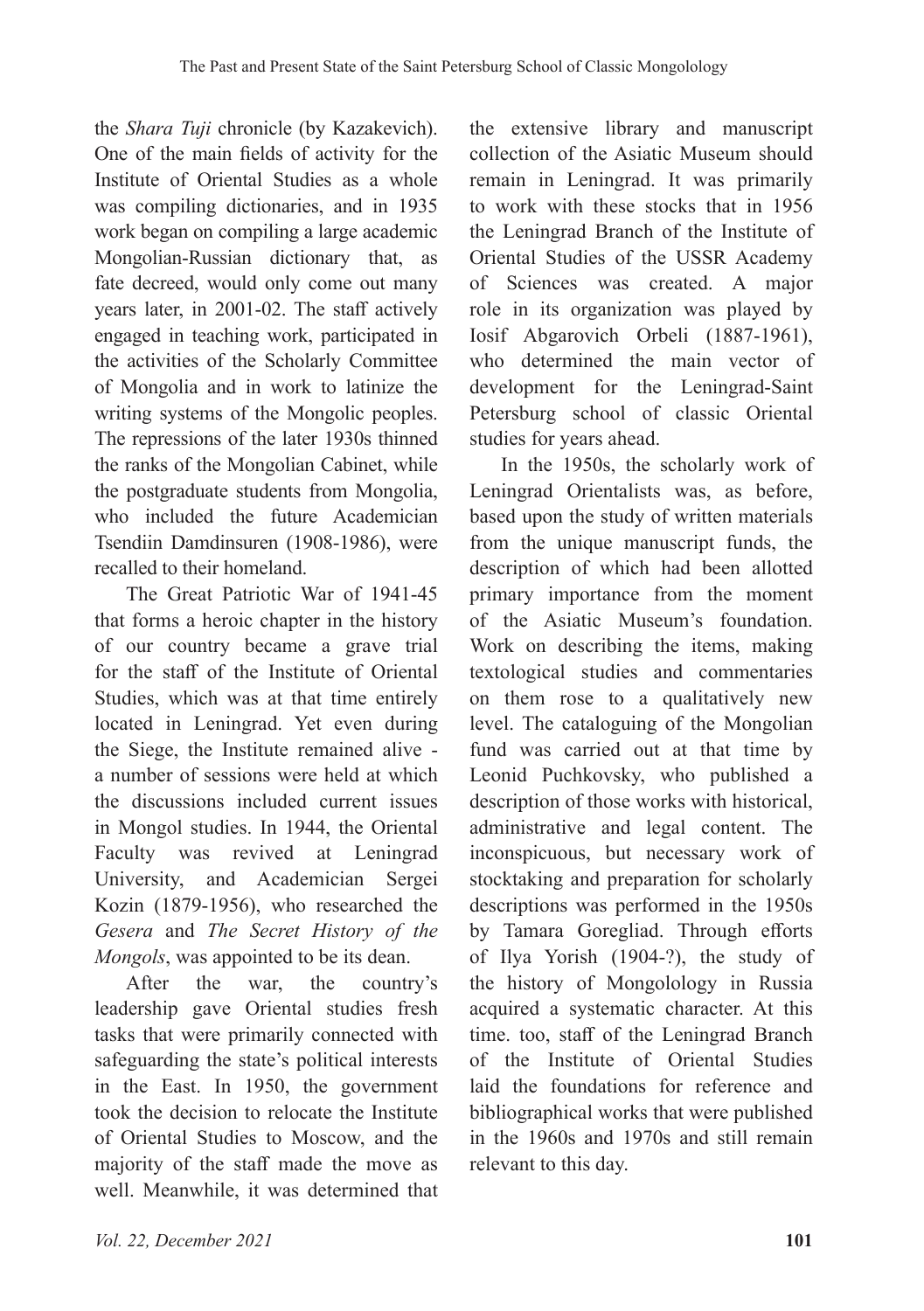the *Shara Tuji* chronicle (by Kazakevich). One of the main fields of activity for the Institute of Oriental Studies as a whole was compiling dictionaries, and in 1935 work began on compiling a large academic Mongolian-Russian dictionary that, as fate decreed, would only come out many years later, in 2001-02. The staff actively engaged in teaching work, participated in the activities of the Scholarly Committee of Mongolia and in work to latinize the writing systems of the Mongolic peoples. The repressions of the later 1930s thinned the ranks of the Mongolian Cabinet, while the postgraduate students from Mongolia, who included the future Academician Tsendiin Damdinsuren (1908-1986), were recalled to their homeland.

The Great Patriotic War of 1941-45 that forms a heroic chapter in the history of our country became a grave trial for the staff of the Institute of Oriental Studies, which was at that time entirely located in Leningrad. Yet even during the Siege, the Institute remained alive - a number of sessions were held at which the discussions included current issues in Mongol studies. In 1944, the Oriental Faculty was revived at Leningrad University, and Academician Sergei Kozin (1879-1956), who researched the *Gesera* and *The Secret History of the Mongols*, was appointed to be its dean.

After the war, the country's leadership gave Oriental studies fresh tasks that were primarily connected with safeguarding the state's political interests in the East. In 1950, the government took the decision to relocate the Institute of Oriental Studies to Moscow, and the majority of the staff made the move as well. Meanwhile, it was determined that the extensive library and manuscript collection of the Asiatic Museum should remain in Leningrad. It was primarily to work with these stocks that in 1956 the Leningrad Branch of the Institute of Oriental Studies of the USSR Academy of Sciences was created. A major role in its organization was played by Iosif Abgarovich Orbeli (1887-1961), who determined the main vector of development for the Leningrad-Saint Petersburg school of classic Oriental studies for years ahead.

In the 1950s, the scholarly work of Leningrad Orientalists was, as before, based upon the study of written materials from the unique manuscript funds, the description of which had been allotted primary importance from the moment of the Asiatic Museum's foundation. Work on describing the items, making textological studies and commentaries on them rose to a qualitatively new level. The cataloguing of the Mongolian fund was carried out at that time by Leonid Puchkovsky, who published a description of those works with historical, administrative and legal content. The inconspicuous, but necessary work of stocktaking and preparation for scholarly descriptions was performed in the 1950s by Tamara Goregliad. Through efforts of Ilya Yorish (1904-?), the study of the history of Mongolology in Russia acquired a systematic character. At this time. too, staff of the Leningrad Branch of the Institute of Oriental Studies laid the foundations for reference and bibliographical works that were published in the 1960s and 1970s and still remain relevant to this day.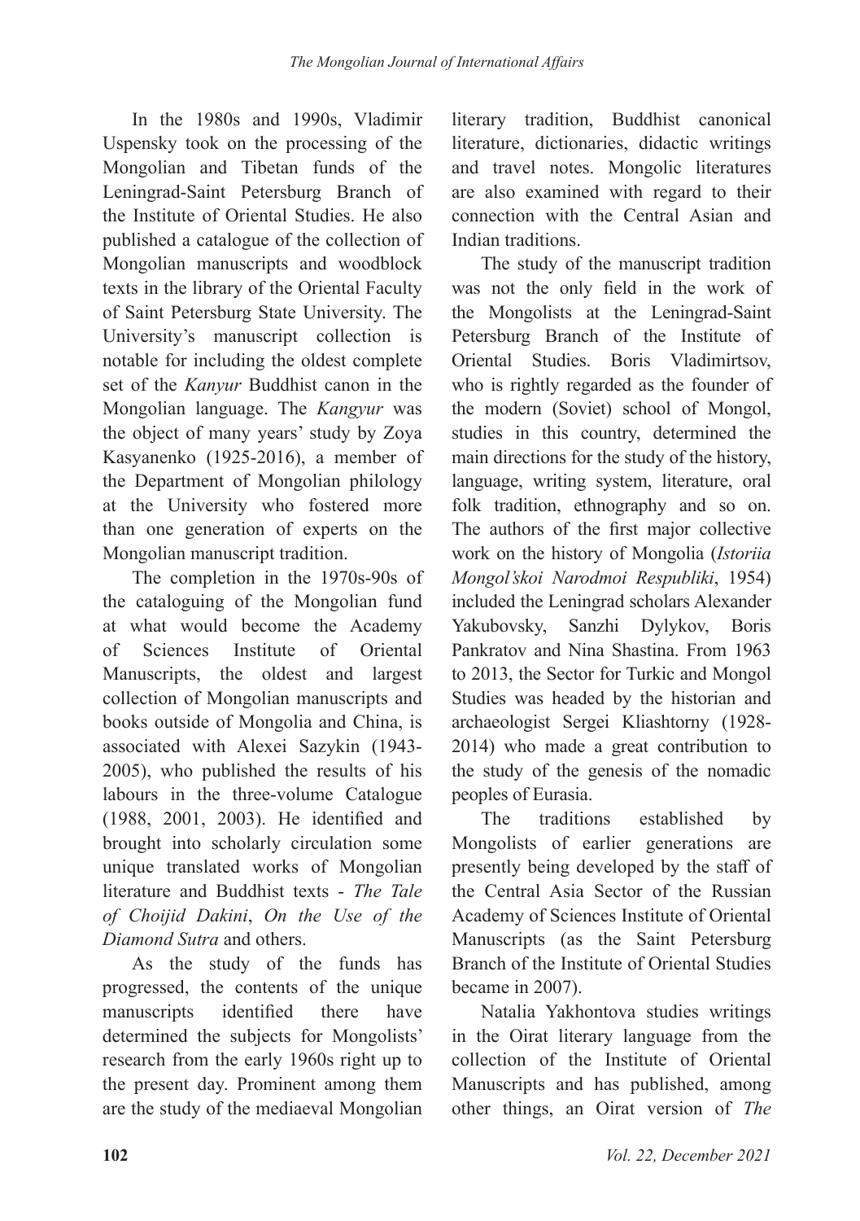In the 1980s and 1990s, Vladimir Uspensky took on the processing of the Mongolian and Tibetan funds of the Leningrad-Saint Petersburg Branch of the Institute of Oriental Studies. He also published a catalogue of the collection of Mongolian manuscripts and woodblock texts in the library of the Oriental Faculty of Saint Petersburg State University. The University's manuscript collection is notable for including the oldest complete set of the *Kanyur* Buddhist canon in the Mongolian language. The *Kangyur* was the object of many years' study by Zoya Kasyanenko (1925-2016), a member of the Department of Mongolian philology at the University who fostered more than one generation of experts on the Mongolian manuscript tradition.

The completion in the 1970s-90s of the cataloguing of the Mongolian fund at what would become the Academy of Sciences Institute of Oriental Manuscripts, the oldest and largest collection of Mongolian manuscripts and books outside of Mongolia and China, is associated with Alexei Sazykin (1943-2005), who published the results of his labours in the three-volume Catalogue (1988, 2001, 2003). He identified and brought into scholarly circulation some unique translated works of Mongolian literature and Buddhist texts - *The Tale of Choijid Dakini*, *On the Use of the Diamond Sutra* and others.

As the study of the funds has progressed, the contents of the unique manuscripts identified there have determined the subjects for Mongolists' research from the early 1960s right up to the present day. Prominent among them are the study of the mediaeval Mongolian literary tradition, Buddhist canonical literature, dictionaries, didactic writings and travel notes. Mongolic literatures are also examined with regard to their connection with the Central Asian and Indian traditions.

The study of the manuscript tradition was not the only field in the work of the Mongolists at the Leningrad-Saint Petersburg Branch of the Institute of Oriental Studies. Boris Vladimirtsov, who is rightly regarded as the founder of the modern (Soviet) school of Mongol, studies in this country, determined the main directions for the study of the history, language, writing system, literature, oral folk tradition, ethnography and so on. The authors of the first major collective work on the history of Mongolia (*Istoriia Mongol'skoi Narodmoi Respubliki*, 1954) included the Leningrad scholars Alexander Yakubovsky, Sanzhi Dylykov, Boris Pankratov and Nina Shastina. From 1963 to 2013, the Sector for Turkic and Mongol Studies was headed by the historian and archaeologist Sergei Kliashtorny (1928-2014) who made a great contribution to the study of the genesis of the nomadic peoples of Eurasia.

The traditions established by Mongolists of earlier generations are presently being developed by the staff of the Central Asia Sector of the Russian Academy of Sciences Institute of Oriental Manuscripts (as the Saint Petersburg Branch of the Institute of Oriental Studies became in 2007).

Natalia Yakhontova studies writings in the Oirat literary language from the collection of the Institute of Oriental Manuscripts and has published, among other things, an Oirat version of *The*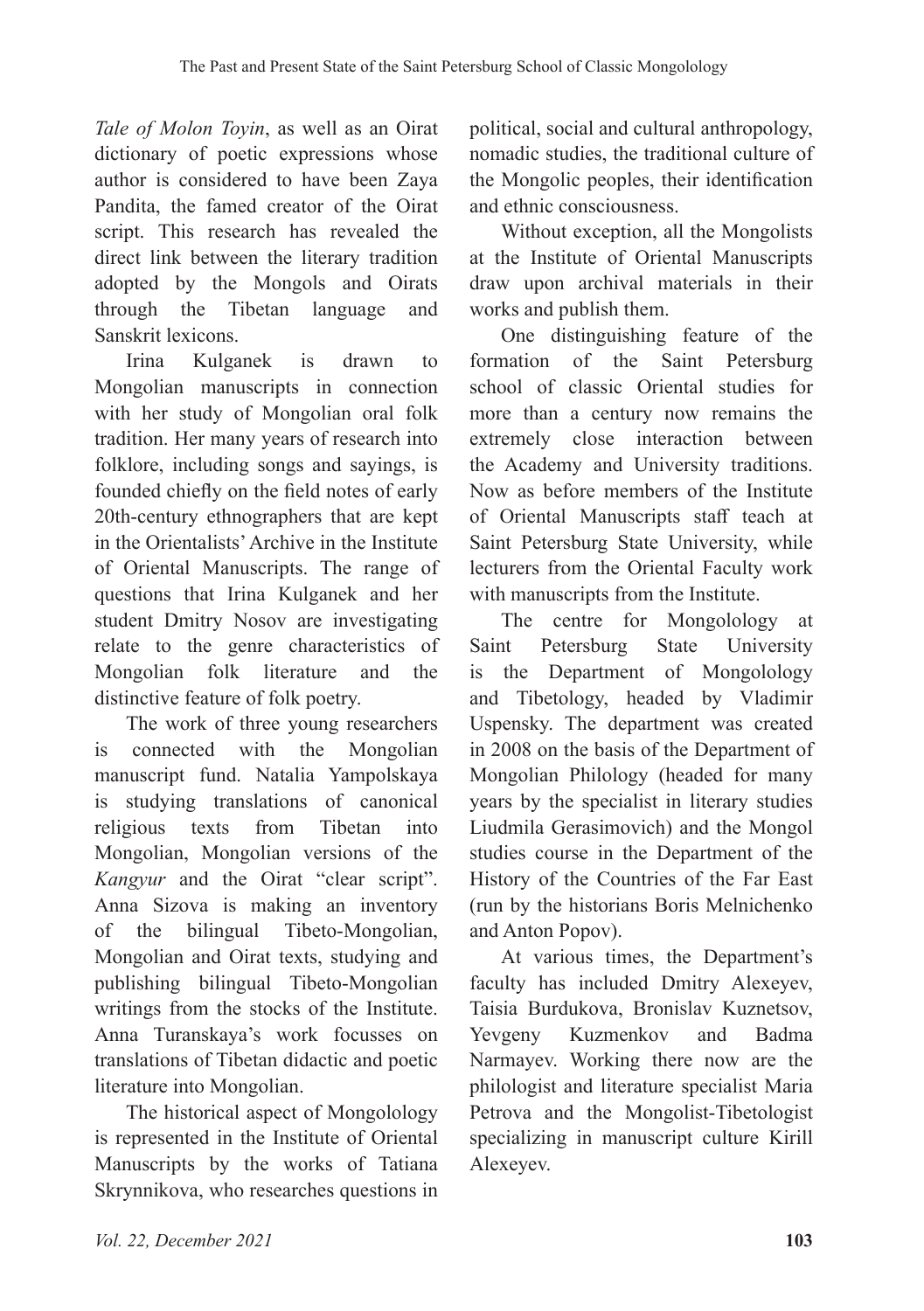*Tale of Molon Toyin*, as well as an Oirat dictionary of poetic expressions whose author is considered to have been Zaya Pandita, the famed creator of the Oirat script. This research has revealed the direct link between the literary tradition adopted by the Mongols and Oirats through the Tibetan language and Sanskrit lexicons.

Irina Kulganek is drawn to Mongolian manuscripts in connection with her study of Mongolian oral folk tradition. Her many years of research into folklore, including songs and sayings, is founded chiefly on the field notes of early 20th-century ethnographers that are kept in the Orientalists' Archive in the Institute of Oriental Manuscripts. The range of questions that Irina Kulganek and her student Dmitry Nosov are investigating relate to the genre characteristics of Mongolian folk literature and the distinctive feature of folk poetry.

The work of three young researchers is connected with the Mongolian manuscript fund. Natalia Yampolskaya is studying translations of canonical religious texts from Tibetan into Mongolian, Mongolian versions of the *Kangyur* and the Oirat "clear script". Anna Sizova is making an inventory of the bilingual Tibeto-Mongolian, Mongolian and Oirat texts, studying and publishing bilingual Tibeto-Mongolian writings from the stocks of the Institute. Anna Turanskaya's work focusses on translations of Tibetan didactic and poetic literature into Mongolian.

The historical aspect of Mongolology is represented in the Institute of Oriental Manuscripts by the works of Tatiana Skrynnikova, who researches questions in political, social and cultural anthropology, nomadic studies, the traditional culture of the Mongolic peoples, their identification and ethnic consciousness.

Without exception, all the Mongolists at the Institute of Oriental Manuscripts draw upon archival materials in their works and publish them.

One distinguishing feature of the formation of the Saint Petersburg school of classic Oriental studies for more than a century now remains the extremely close interaction between the Academy and University traditions. Now as before members of the Institute of Oriental Manuscripts staff teach at Saint Petersburg State University, while lecturers from the Oriental Faculty work with manuscripts from the Institute.

The centre for Mongolology at Saint Petersburg State University is the Department of Mongolology and Tibetology, headed by Vladimir Uspensky. The department was created in 2008 on the basis of the Department of Mongolian Philology (headed for many years by the specialist in literary studies Liudmila Gerasimovich) and the Mongol studies course in the Department of the History of the Countries of the Far East (run by the historians Boris Melnichenko and Anton Popov).

At various times, the Department's faculty has included Dmitry Alexeyev, Taisia Burdukova, Bronislav Kuznetsov, Yevgeny Kuzmenkov and Badma Narmayev. Working there now are the philologist and literature specialist Maria Petrova and the Mongolist-Tibetologist specializing in manuscript culture Kirill Alexeyev.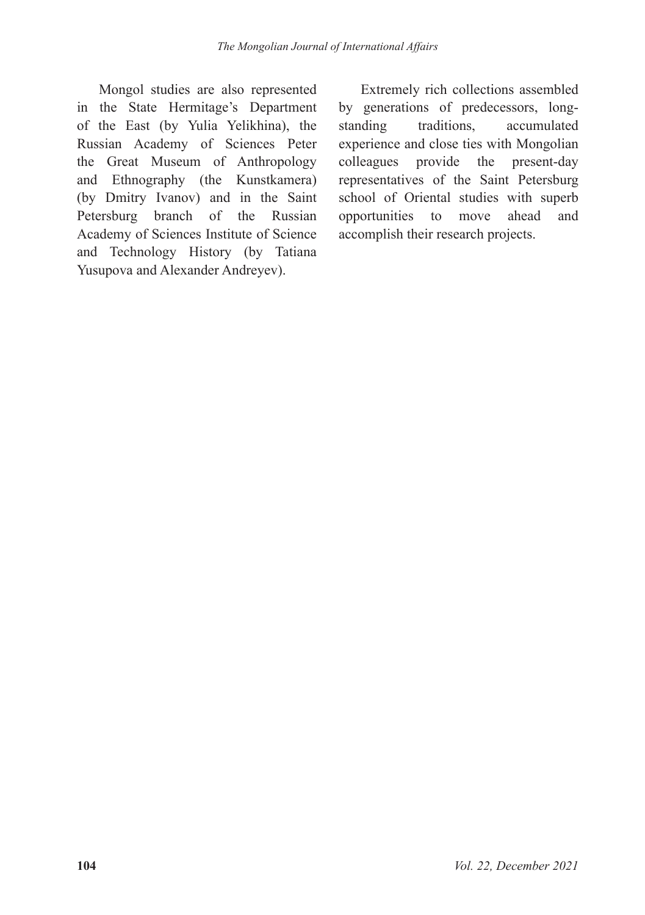Mongol studies are also represented in the State Hermitage's Department of the East (by Yulia Yelikhina), the Russian Academy of Sciences Peter the Great Museum of Anthropology and Ethnography (the Kunstkamera) (by Dmitry Ivanov) and in the Saint Petersburg branch of the Russian Academy of Sciences Institute of Science and Technology History (by Tatiana Yusupova and Alexander Andreyev).

Extremely rich collections assembled by generations of predecessors, long-standing traditions, accumulated experience and close ties with Mongolian colleagues provide the present-day representatives of the Saint Petersburg school of Oriental studies with superb opportunities to move ahead and accomplish their research projects.